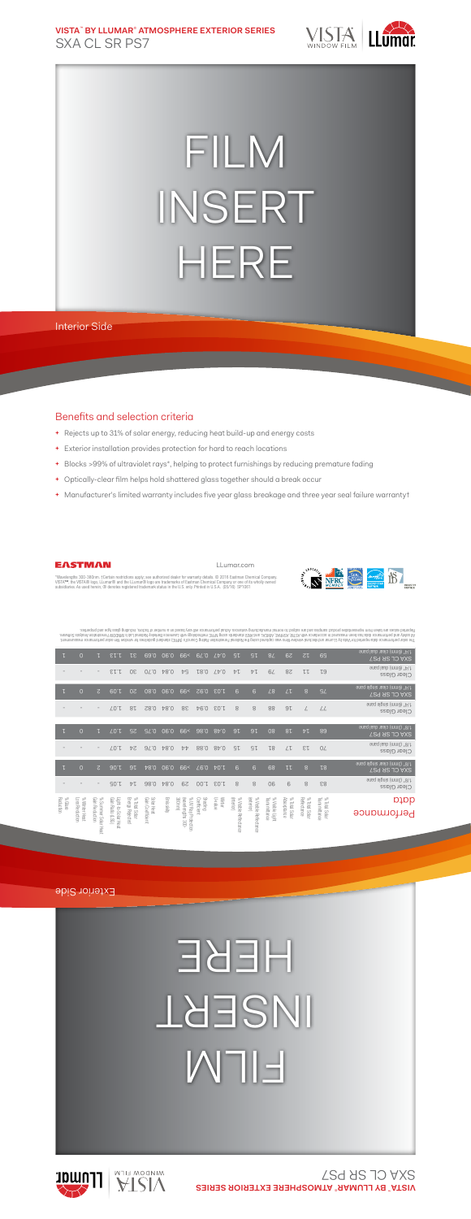**VISTA™ BY LLUMAR® ATMOSPHERE EXTERIOR SERIES**

# SXA CL SR PS7

FILM INSERT HERE

Interior Side

## Benefits and selection criteria

- Rejects up to 31% of solar energy, reducing heat build-up and energy costs
- Exterior installation provides protection for hard to reach locations
- Blocks >99% of ultraviolet rays*, helping to protect furnishings by reducing premature fading
- Optically-clear film helps hold shattered glass together should a break occur
- Manufacturer's limited warranty includes five year glass breakage and three year seal failure warranty†

EASTMAN

LLumar.com

*Wavelengths 300-380nm. †Certain restrictions apply; see authorized dealer for warranty details. © 2016 Eastman Chemical Company. VISTA™, the VISTA® logo, LLumar® and the LLumar® logo are trademarks of Eastman Chemical Company or one of its wholly owned subsidiaries. As used herein, ® denotes registered trademark status in the U.S. only. Printed in U.S.A. (25/16) SP1001

## Performance data

| Performance data | % Total Solar Transmittance | % Total Solar Reflectance | % Total Solar Absorptance | % Visible Light Transmittance | % Visible Reflectance (exterior) | % Visible Reflectance (interior) | Winter U-Value | Shading Coefficient | % UV Rejection (wavelengths 300-380nm) | Emissivity | Solar Heat Gain Coefficient | % Total Solar Energy Rejected | Light to Solar Heat Gain Ratio (LSG) | % Solar Heat Gain Reduction | % Winter Heat Loss Reduction | % Glare Reduction |
|---|---|---|---|---|---|---|---|---|---|---|---|---|---|---|---|---|
| Clear Glass 1/8" (3mm) clear single pane | 83 | 8 | 9 | 90 | 8 | 8 | 1.03 | 1.00 | 29 | 0.84 | 0.86 | 14 | 1.05 | - | - | - |
| SXA CL SR PS7 1/8" (3mm) clear single pane | 81 | 8 | 11 | 89 | 9 | 9 | 1.04 | 0.97 | >99 | 0.90 | 0.84 | 16 | 1.06 | 2 | 0 | 1 |
| Clear Glass 1/8" (3mm) clear dual pane | 70 | 13 | 17 | 81 | 15 | 15 | 0.48 | 0.88 | 44 | 0.84 | 0.76 | 24 | 1.07 | - | - | - |
| SXA CL SR PS7 1/8" (3mm) clear dual pane | 68 | 14 | 18 | 80 | 16 | 16 | 0.48 | 0.86 | >99 | 0.90 | 0.75 | 25 | 1.07 | 1 | 0 | 1 |
| Clear Glass 1/4" (6mm) clear single pane | 77 | 7 | 16 | 88 | 8 | 8 | 1.03 | 0.94 | 38 | 0.84 | 0.82 | 18 | 1.07 | - | - | - |
| SXA CL SR PS7 1/4" (6mm) clear single pane | 75 | 8 | 17 | 87 | 9 | 9 | 1.03 | 0.92 | >99 | 0.90 | 0.80 | 20 | 1.09 | 2 | 0 | 1 |
| Clear Glass 1/4" (6mm) clear dual pane | 61 | 11 | 28 | 79 | 14 | 14 | 0.47 | 0.81 | 54 | 0.84 | 0.70 | 30 | 1.13 | - | - | - |
| SXA CL SR PS7 1/4" (6mm) clear dual pane | 59 | 12 | 29 | 78 | 15 | 15 | 0.47 | 0.79 | >99 | 0.90 | 0.69 | 31 | 1.13 | 1 | 0 | 1 |

The solar performance data reported for Vista by LLumar architectural window films was captured using the National Fenestration Rating Council's (NFRC) standard guidelines for window film solar performance measurement. All solar performance data has been measured in accordance with ASTM, ASHRAE, and NFRC standards using NFRC methodology with Lawrence Berkeley National Lab's WINDOW Fenestration Analysis Software. Reported values are taken from representative product samples and are subject to normal manufacturing variances. Actual performance will vary based on a number of factors, including glass type and properties.

Exterior Side

FILM INSERT HERE

**VISTA™ BY LLUMAR® ATMOSPHERE EXTERIOR SERIES**

SXA CL SR PS7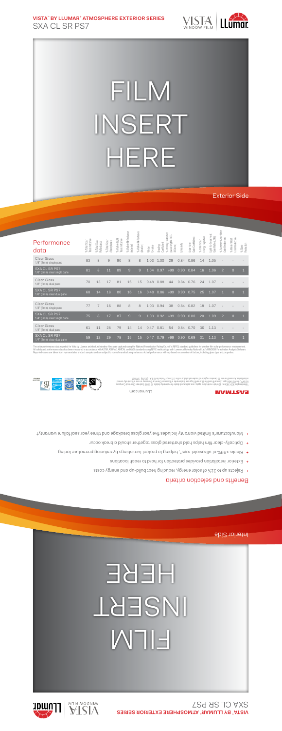**VISTA™ BY LLUMAR® ATMOSPHERE EXTERIOR SERIES**
SXA CL SR PS7

FILM INSERT HERE

Exterior Side

## Performance data

| | % Total Solar Transmittance | % Total Solar Reflectance | % Total Solar Absorbance | % Visible Light Transmittance | % Visible Reflectance (exterior) | % Visible Reflectance (interior) | Winter U-value | Shading Coefficient | % UV Ray Reduction (wavelengths 300-380nm) | Emissivity | Solar Heat Gain Coefficient | % Total Solar Energy Rejected | Light to Solar Heat Gain Ratio (LSG) | % Summer Solar Heat Gain Reduction | % Winter Heat Loss Reduction | % Glare Reduction |
|---|---|---|---|---|---|---|---|---|---|---|---|---|---|---|---|---|
| Clear Glass 1/8" (3mm) single pane | 83 | 8 | 9 | 90 | 8 | 8 | 1.03 | 1.00 | 29 | 0.84 | 0.86 | 14 | 1.05 | - | - | - |
| SXA CL SR PS7 1/8" (3mm) clear single pane | 81 | 8 | 11 | 89 | 9 | 9 | 1.04 | 0.97 | >99 | 0.90 | 0.84 | 16 | 1.06 | 2 | 0 | 1 |
| Clear Glass 1/8" (3mm) dual pane | 70 | 13 | 17 | 81 | 15 | 15 | 0.48 | 0.88 | 44 | 0.84 | 0.76 | 24 | 1.07 | - | - | - |
| SXA CL SR PS7 1/8" (3mm) clear dual pane | 68 | 14 | 18 | 80 | 16 | 16 | 0.48 | 0.86 | >99 | 0.90 | 0.75 | 25 | 1.07 | 1 | 0 | 1 |
| Clear Glass 1/4" (6mm) single pane | 77 | 7 | 16 | 88 | 8 | 8 | 1.03 | 0.94 | 38 | 0.84 | 0.82 | 18 | 1.07 | - | - | - |
| SXA CL SR PS7 1/4" (6mm) clear single pane | 75 | 8 | 17 | 87 | 9 | 9 | 1.03 | 0.92 | >99 | 0.90 | 0.80 | 20 | 1.09 | 2 | 0 | 1 |
| Clear Glass 1/4" (6mm) clear dual pane | 61 | 11 | 28 | 79 | 14 | 14 | 0.47 | 0.81 | 54 | 0.84 | 0.70 | 30 | 1.13 | - | - | - |
| SXA CL SR PS7 1/4" (6mm) clear dual pane | 59 | 12 | 29 | 78 | 15 | 15 | 0.47 | 0.79 | >99 | 0.90 | 0.69 | 31 | 1.13 | 1 | 0 | 1 |

The solar performance data reported for Vista by LLumar architectural window films was captured using the National Fenestration Rating Council's (NFRC) standard guidelines for window film solar performance measurement. All safety and performance data has been measured in accordance with ASTM, ASHRAE, ANSI, and ANSI standards using NFRC methodology with Lawrence Berkeley National Lab's WINDOW Fenestration Analysis Software. Reported values are taken from representative product samples and are subject to normal manufacturing variances. Actual performance will vary based on a number of factors, including glass type and properties.

EASTMAN

LLumar.com

*Wavelengths 300-380nm. †Certain restrictions apply, see authorized dealer for warranty details. ©2019 Eastman Chemical Company. VISTA™, the VISTA® logo, LLumar® and the LLumar® logo are trademarks of Eastman Chemical Company or one of its wholly owned subsidiaries. As used herein, ® denotes registered trademark status in the U.S. only. Printed in U.S.A. (03/19) SRT-081

## Benefits and selection criteria

- Rejects up to 31% of solar energy, reducing heat build-up and energy costs
- Exterior installation provides protection for hard to reach locations
- Blocks >99% of ultraviolet rays*, helping to protect furnishings by reducing premature fading
- Optically-clear film helps hold shattered glass together should a break occur
- Manufacturer's limited warranty includes five year glass breakage and three year seal failure warranty†

Interior Side

FILM INSERT HERE

**VISTA™ BY LLUMAR® ATMOSPHERE EXTERIOR SERIES**
SXA CL SR PS7